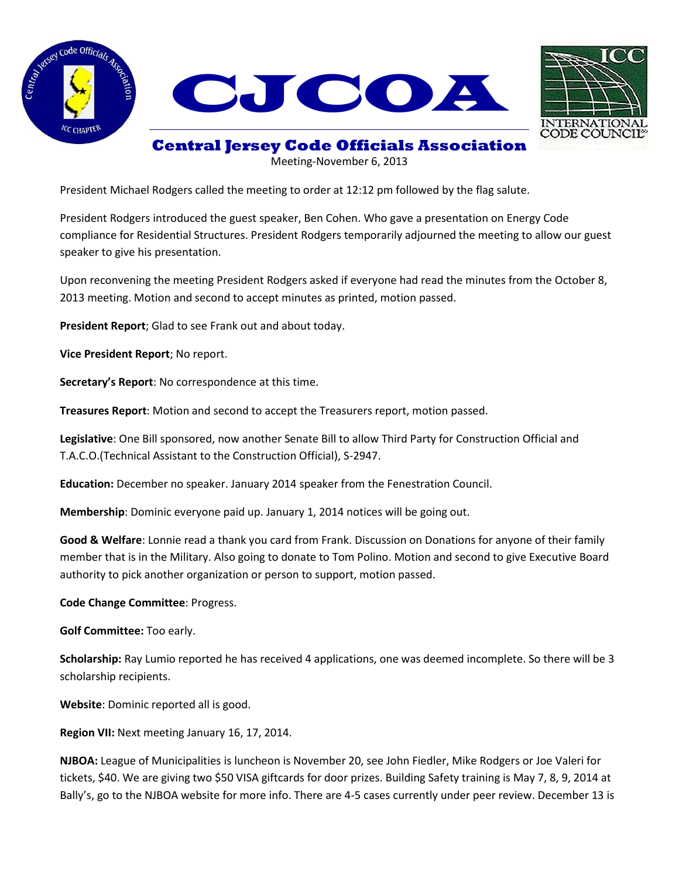# CJCOA

## Central Jersey Code Officials Association

Meeting-November 6, 2013

President Michael Rodgers called the meeting to order at 12:12 pm followed by the flag salute.

President Rodgers introduced the guest speaker, Ben Cohen. Who gave a presentation on Energy Code compliance for Residential Structures. President Rodgers temporarily adjourned the meeting to allow our guest speaker to give his presentation.

Upon reconvening the meeting President Rodgers asked if everyone had read the minutes from the October 8, 2013 meeting. Motion and second to accept minutes as printed, motion passed.

**President Report**; Glad to see Frank out and about today.

**Vice President Report**; No report.

**Secretary's Report**: No correspondence at this time.

**Treasures Report**: Motion and second to accept the Treasurers report, motion passed.

**Legislative**: One Bill sponsored, now another Senate Bill to allow Third Party for Construction Official and T.A.C.O.(Technical Assistant to the Construction Official), S-2947.

**Education:** December no speaker. January 2014 speaker from the Fenestration Council.

**Membership**: Dominic everyone paid up. January 1, 2014 notices will be going out.

**Good & Welfare**: Lonnie read a thank you card from Frank. Discussion on Donations for anyone of their family member that is in the Military. Also going to donate to Tom Polino. Motion and second to give Executive Board authority to pick another organization or person to support, motion passed.

**Code Change Committee**: Progress.

**Golf Committee:** Too early.

**Scholarship:** Ray Lumio reported he has received 4 applications, one was deemed incomplete. So there will be 3 scholarship recipients.

**Website**: Dominic reported all is good.

**Region VII:** Next meeting January 16, 17, 2014.

**NJBOA:** League of Municipalities is luncheon is November 20, see John Fiedler, Mike Rodgers or Joe Valeri for tickets, $40. We are giving two $50 VISA giftcards for door prizes. Building Safety training is May 7, 8, 9, 2014 at Bally's, go to the NJBOA website for more info. There are 4-5 cases currently under peer review. December 13 is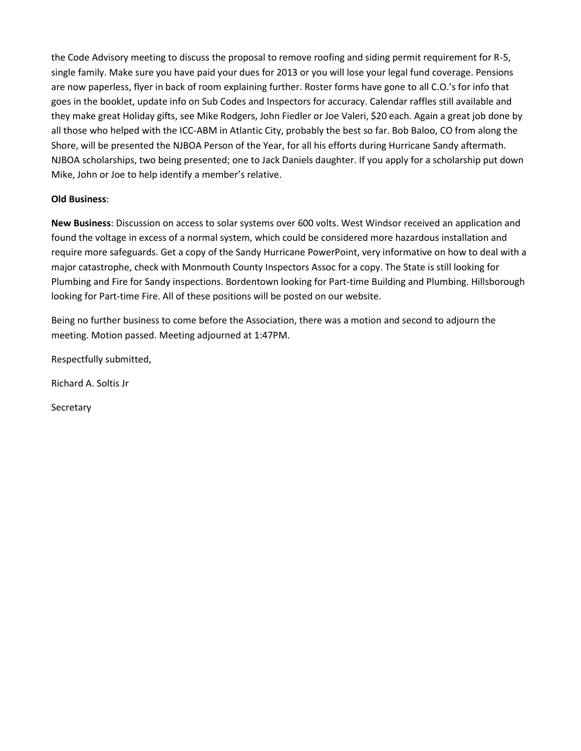the Code Advisory meeting to discuss the proposal to remove roofing and siding permit requirement for R-5, single family. Make sure you have paid your dues for 2013 or you will lose your legal fund coverage. Pensions are now paperless, flyer in back of room explaining further. Roster forms have gone to all C.O.'s for info that goes in the booklet, update info on Sub Codes and Inspectors for accuracy. Calendar raffles still available and they make great Holiday gifts, see Mike Rodgers, John Fiedler or Joe Valeri, $20 each. Again a great job done by all those who helped with the ICC-ABM in Atlantic City, probably the best so far. Bob Baloo, CO from along the Shore, will be presented the NJBOA Person of the Year, for all his efforts during Hurricane Sandy aftermath. NJBOA scholarships, two being presented; one to Jack Daniels daughter. If you apply for a scholarship put down Mike, John or Joe to help identify a member's relative.

**Old Business**:

**New Business**: Discussion on access to solar systems over 600 volts. West Windsor received an application and found the voltage in excess of a normal system, which could be considered more hazardous installation and require more safeguards. Get a copy of the Sandy Hurricane PowerPoint, very informative on how to deal with a major catastrophe, check with Monmouth County Inspectors Assoc for a copy. The State is still looking for Plumbing and Fire for Sandy inspections. Bordentown looking for Part-time Building and Plumbing. Hillsborough looking for Part-time Fire. All of these positions will be posted on our website.

Being no further business to come before the Association, there was a motion and second to adjourn the meeting. Motion passed. Meeting adjourned at 1:47PM.

Respectfully submitted,

Richard A. Soltis Jr

Secretary